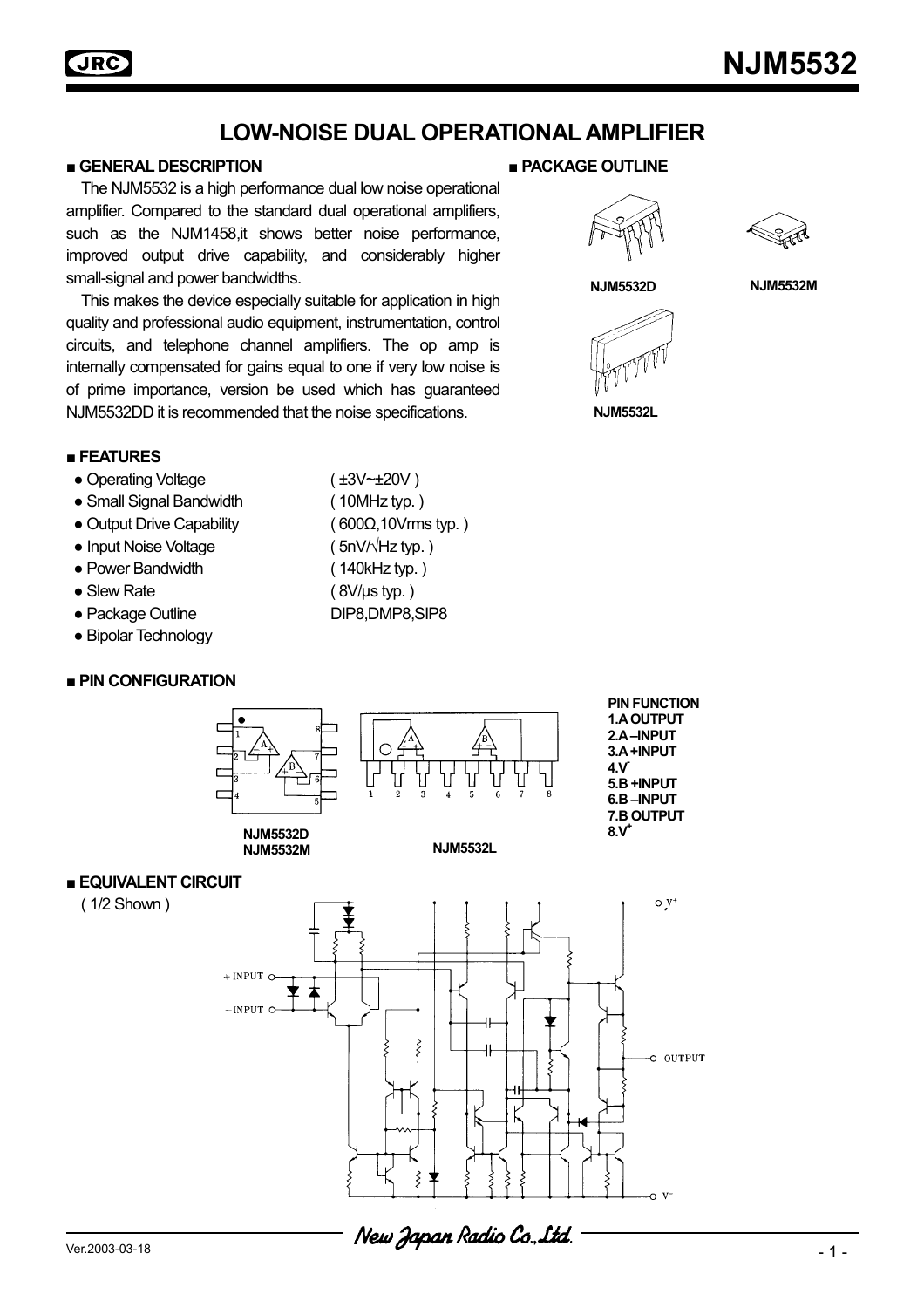# NJM5532

## LOW-NOISE DUAL OPERATIONAL AMPLIFIER

### ■ GENERAL DESCRIPTION

The NJM5532 is a high performance dual low noise operational amplifier. Compared to the standard dual operational amplifiers, such as the NJM1458,it shows better noise performance, improved output drive capability, and considerably higher small-signal and power bandwidths.

This makes the device especially suitable for application in high quality and professional audio equipment, instrumentation, control circuits, and telephone channel amplifiers. The op amp is internally compensated for gains equal to one if very low noise is of prime importance, version be used which has guaranteed NJM5532DD it is recommended that the noise specifications.

### ■ PACKAGE OUTLINE

NJM5532D　　NJM5532M

NJM5532L

### ■ FEATURES

- Operating Voltage　( ±3V~±20V )
- Small Signal Bandwidth　( 10MHz typ. )
- Output Drive Capability　( 600Ω,10Vrms typ. )
- Input Noise Voltage　( 5nV/√Hz typ. )
- Power Bandwidth　( 140kHz typ. )
- Slew Rate　( 8V/µs typ. )
- Package Outline　DIP8,DMP8,SIP8
- Bipolar Technology

### ■ PIN CONFIGURATION

NJM5532D
NJM5532M

NJM5532L

**PIN FUNCTION**
**1.A OUTPUT**
**2.A –INPUT**
**3.A +INPUT**
**4.$V^-$**
**5.B +INPUT**
**6.B –INPUT**
**7.B OUTPUT**
**8.$V^+$**

### ■ EQUIVALENT CIRCUIT

( 1/2 Shown )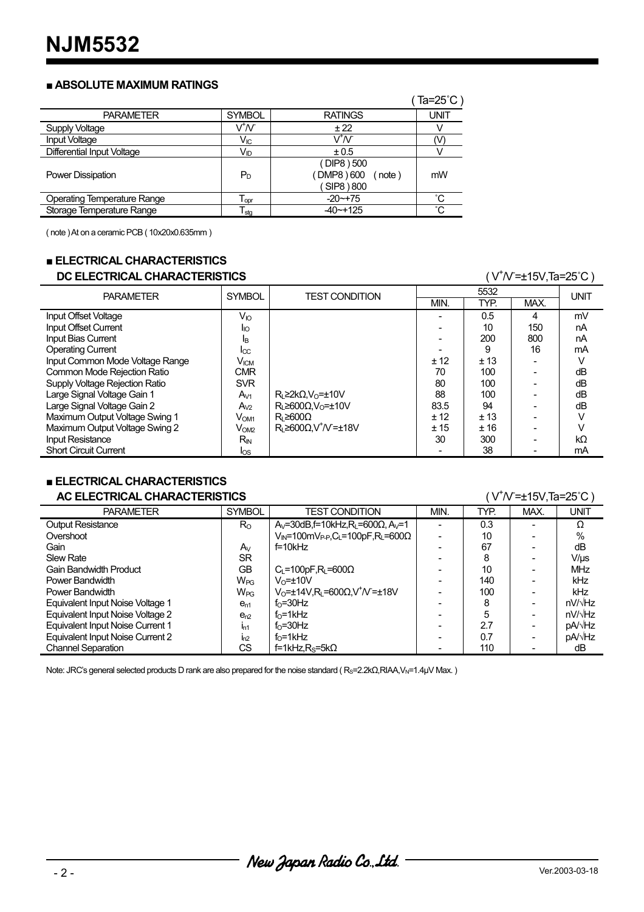# NJM5532

## ■ ABSOLUTE MAXIMUM RATINGS

( Ta=25°C )

| PARAMETER | SYMBOL | RATINGS | UNIT |
|---|---|---|---|
| Supply Voltage | $V^+/V^-$ | ± 22 | V |
| Input Voltage | $V_{IC}$ | $V^+/V^-$ | (V) |
| Differential Input Voltage | $V_{ID}$ | ± 0.5 | V |
| Power Dissipation | $P_D$ | ( DIP8 ) 500<br>( DMP8 ) 600 ( note )<br>( SIP8 ) 800 | mW |
| Operating Temperature Range | $T_{opr}$ | -20~+75 | °C |
| Storage Temperature Range | $T_{stg}$ | -40~+125 | °C |

( note ) At on a ceramic PCB ( 10x20x0.635mm )

## ■ ELECTRICAL CHARACTERISTICS

### DC ELECTRICAL CHARACTERISTICS

( $V^+/V^-$=±15V,Ta=25°C )

| PARAMETER | SYMBOL | TEST CONDITION | 5532 MIN. | 5532 TYP. | 5532 MAX. | UNIT |
|---|---|---|---|---|---|---|
| Input Offset Voltage | $V_{IO}$ | | - | 0.5 | 4 | mV |
| Input Offset Current | $I_{IO}$ | | - | 10 | 150 | nA |
| Input Bias Current | $I_B$ | | - | 200 | 800 | nA |
| Operating Current | $I_{CC}$ | | - | 9 | 16 | mA |
| Input Common Mode Voltage Range | $V_{ICM}$ | | ± 12 | ± 13 | - | V |
| Common Mode Rejection Ratio | CMR | | 70 | 100 | - | dB |
| Supply Voltage Rejection Ratio | SVR | | 80 | 100 | - | dB |
| Large Signal Voltage Gain 1 | $A_{V1}$ | $R_L$≥2kΩ,$V_O$=±10V | 88 | 100 | - | dB |
| Large Signal Voltage Gain 2 | $A_{V2}$ | $R_L$≥600Ω,$V_O$=±10V | 83.5 | 94 | - | dB |
| Maximum Output Voltage Swing 1 | $V_{OM1}$ | $R_L$≥600Ω | ± 12 | ± 13 | - | V |
| Maximum Output Voltage Swing 2 | $V_{OM2}$ | $R_L$≥600Ω,$V^+/V^-$=±18V | ± 15 | ± 16 | - | V |
| Input Resistance | $R_{IN}$ | | 30 | 300 | - | kΩ |
| Short Circuit Current | $I_{OS}$ | | - | 38 | - | mA |

## ■ ELECTRICAL CHARACTERISTICS

### AC ELECTRICAL CHARACTERISTICS

( $V^+/V^-$=±15V,Ta=25°C )

| PARAMETER | SYMBOL | TEST CONDITION | MIN. | TYP. | MAX. | UNIT |
|---|---|---|---|---|---|---|
| Output Resistance | $R_O$ | $A_V$=30dB,f=10kHz,$R_L$=600Ω, $A_V$=1 | - | 0.3 | - | Ω |
| Overshoot | | $V_{IN}$=100m$V_{P-P}$,$C_L$=100pF,$R_L$=600Ω | - | 10 | - | % |
| Gain | $A_V$ | f=10kHz | - | 67 | - | dB |
| Slew Rate | SR | | - | 8 | - | V/µs |
| Gain Bandwidth Product | GB | $C_L$=100pF,$R_L$=600Ω | - | 10 | - | MHz |
| Power Bandwidth | $W_{PG}$ | $V_O$=±10V | - | 140 | - | kHz |
| Power Bandwidth | $W_{PG}$ | $V_O$=±14V,$R_L$=600Ω,$V^+/V^-$=±18V | - | 100 | - | kHz |
| Equivalent Input Noise Voltage 1 | $e_{n1}$ | $f_O$=30Hz | - | 8 | - | nV/√Hz |
| Equivalent Input Noise Voltage 2 | $e_{n2}$ | $f_O$=1kHz | - | 5 | - | nV/√Hz |
| Equivalent Input Noise Current 1 | $i_{n1}$ | $f_O$=30Hz | - | 2.7 | - | pA/√Hz |
| Equivalent Input Noise Current 2 | $i_{n2}$ | $f_O$=1kHz | - | 0.7 | - | pA/√Hz |
| Channel Separation | CS | f=1kHz,$R_S$=5kΩ | - | 110 | - | dB |

Note: JRC's general selected products D rank are also prepared for the noise standard ( $R_S$=2.2kΩ,RIAA,$V_N$=1.4µV Max. )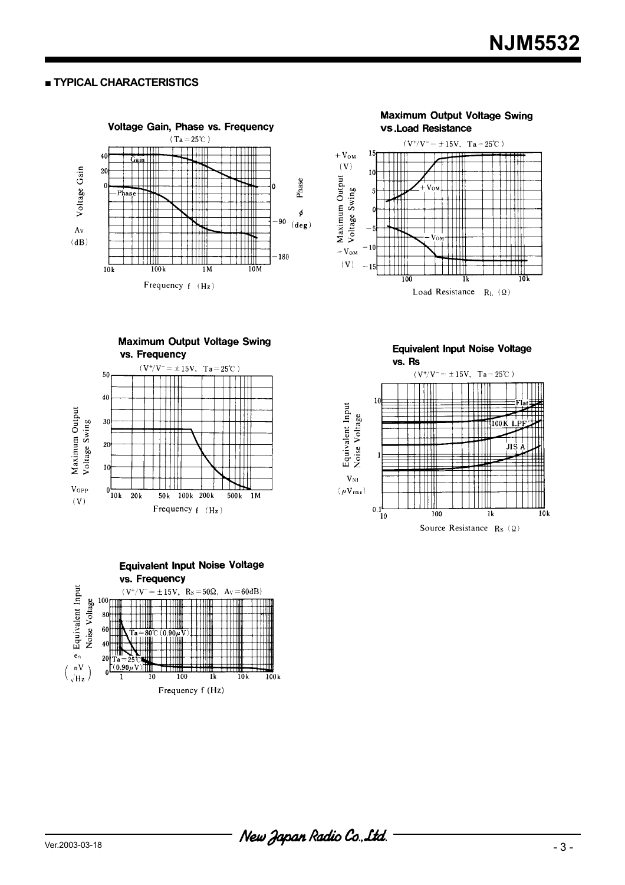## ■ TYPICAL CHARACTERISTICS

**Voltage Gain, Phase vs. Frequency**

(Ta=25°C)

Voltage Gain Av (dB); Phase φ (deg); Frequency f (Hz)

**Maximum Output Voltage Swing vs.Load Resistance**

($V^+/V^-=\pm15V$, Ta=25°C)

Maximum Output Voltage Swing $+V_{OM}$ (V), $-V_{OM}$ (V); Load Resistance $R_L$ (Ω)

**Maximum Output Voltage Swing vs. Frequency**

($V^+/V^-=\pm15V$, Ta=25°C)

Maximum Output Voltage Swing $V_{OPP}$ (V); Frequency f (Hz)

**Equivalent Input Noise Voltage vs. Rs**

($V^+/V^-=\pm15V$, Ta=25°C)

Equivalent Input Noise Voltage $V_{NI}$ ($\mu V_{rms}$); Source Resistance Rs (Ω)

Flat, 100K LPF, JIS A

**Equivalent Input Noise Voltage vs. Frequency**

($V^+/V^-=\pm15V$, $R_S=50\Omega$, $A_V=60dB$)

Equivalent Input Noise Voltage $e_n$ ($nV/\sqrt{Hz}$); Frequency f (Hz)

Ta=80°C (0.90μV), Ta=25°C (0.90μV)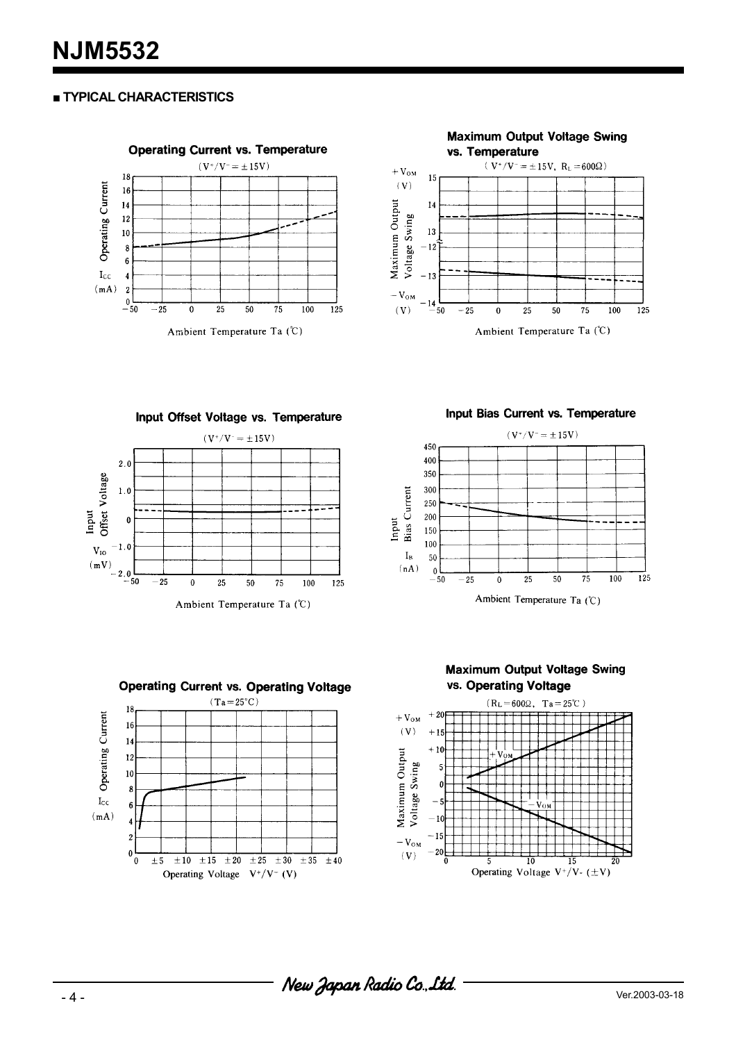## ■ TYPICAL CHARACTERISTICS

**Operating Current vs. Temperature**

($V^+/V^- = \pm15V$)

Operating Current $I_{CC}$ (mA)

Ambient Temperature Ta (℃)

**Maximum Output Voltage Swing vs. Temperature**

($V^+/V^- = \pm15V$, $R_L = 600\Omega$)

Maximum Output Voltage Swing $+V_{OM}$ (V) / $-V_{OM}$ (V)

Ambient Temperature Ta (℃)

**Input Offset Voltage vs. Temperature**

($V^+/V^- = \pm15V$)

Input Offset Voltage $V_{IO}$ (mV)

Ambient Temperature Ta (℃)

**Input Bias Current vs. Temperature**

($V^+/V^- = \pm15V$)

Input Bias Current $I_B$ (nA)

Ambient Temperature Ta (℃)

**Operating Current vs. Operating Voltage**

(Ta=25°C)

Operating Current $I_{CC}$ (mA)

Operating Voltage $V^+/V^-$ (V)

**Maximum Output Voltage Swing vs. Operating Voltage**

($R_L = 600\Omega$, Ta=25℃)

Maximum Output Voltage Swing $+V_{OM}$ (V) / $-V_{OM}$ (V)

Operating Voltage $V^+/V^-$ (±V)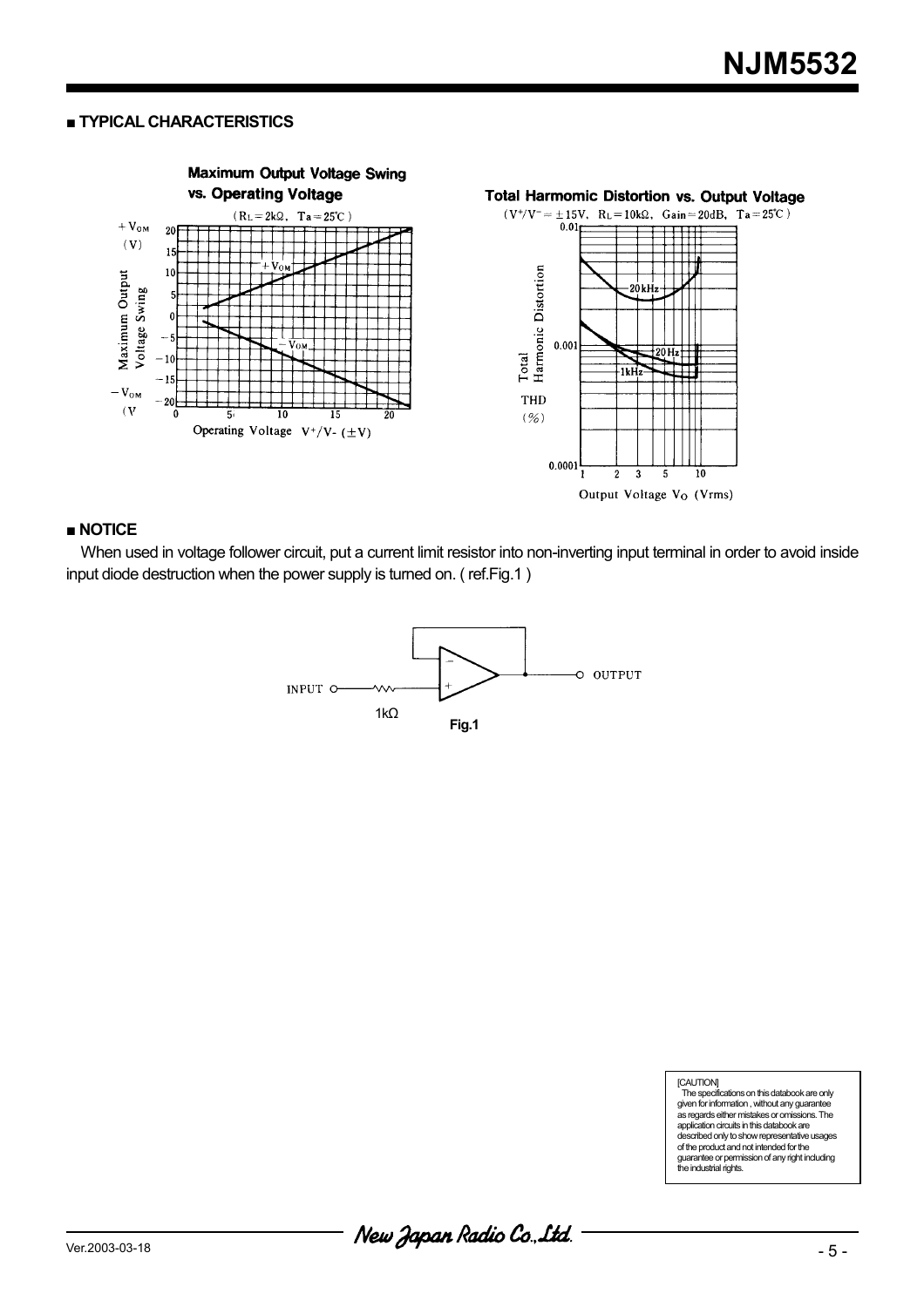## ■ TYPICAL CHARACTERISTICS

**Maximum Output Voltage Swing vs. Operating Voltage**

($R_L$ = 2kΩ, Ta = 25°C)

+$V_{OM}$ (V)

Maximum Output Voltage Swing

−$V_{OM}$ (V)

20
15
10
5
0
−5
−10
−15
−20

+$V_{OM}$

−$V_{OM}$

0 5 10 15 20

Operating Voltage $V^+/V^-$ (±V)

**Total Harmonic Distortion vs. Output Voltage**

($V^+/V^-$ = ±15V, $R_L$ = 10kΩ, Gain ≒ 20dB, Ta = 25°C)

Total Harmonic Distortion THD (%)

0.01
0.001
0.0001

20kHz

20Hz

1kHz

1 2 3 5 10

Output Voltage $V_O$ (Vrms)

## ■ NOTICE

When used in voltage follower circuit, put a current limit resistor into non-inverting input terminal in order to avoid inside input diode destruction when the power supply is turned on. ( ref.Fig.1 )

INPUT

1kΩ

OUTPUT

**Fig.1**

[CAUTION]
The specifications on this databook are only given for information , without any guarantee as regards either mistakes or omissions. The application circuits in this databook are described only to show representative usages of the product and not intended for the guarantee or permission of any right including the industrial rights.